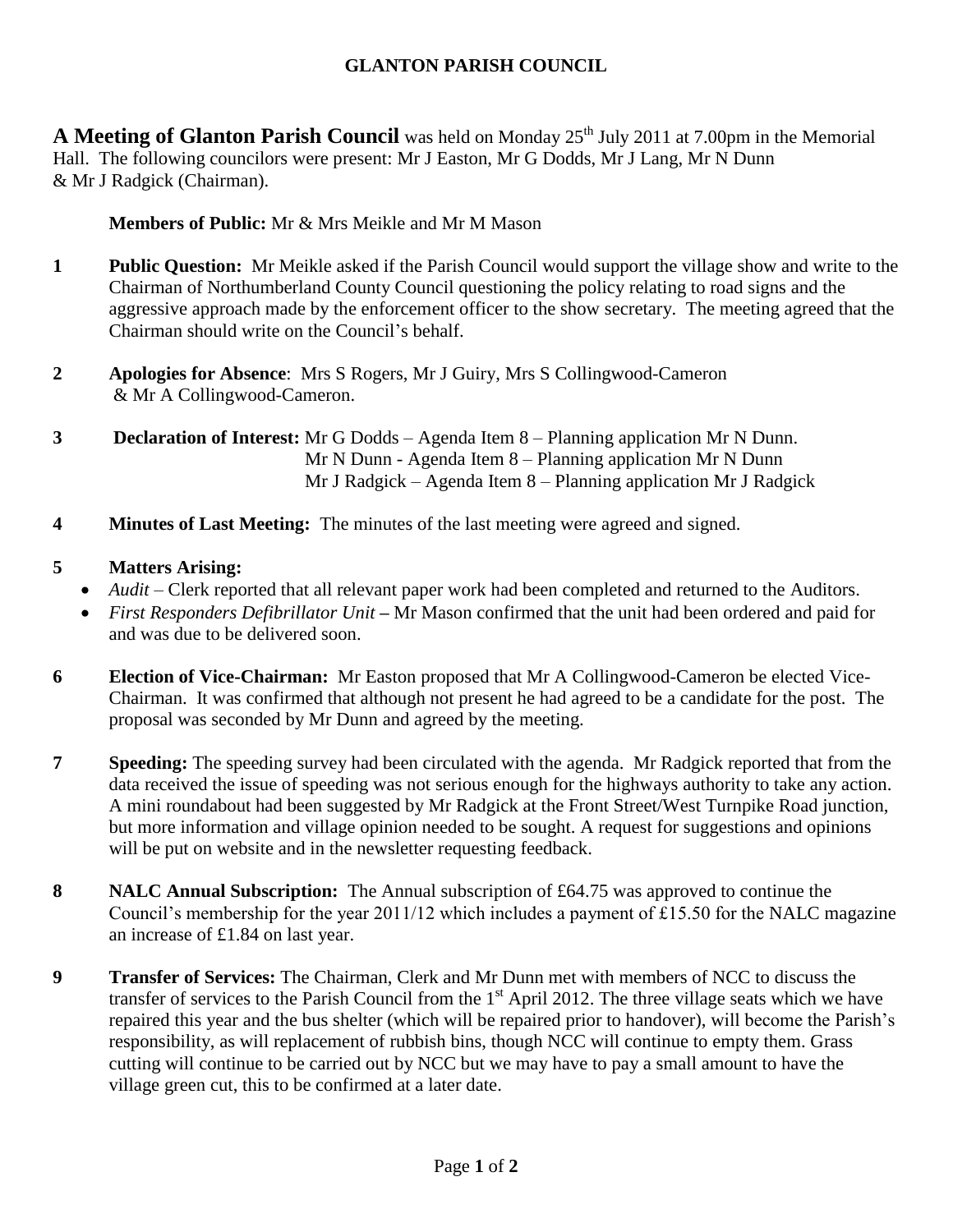# GLANTON PARISH COUNCIL

**A Meeting of Glanton Parish Council** was held on Monday 25th July 2011 at 7.00pm in the Memorial Hall. The following councilors were present: Mr J Easton, Mr G Dodds, Mr J Lang, Mr N Dunn & Mr J Radgick (Chairman).

**Members of Public:** Mr & Mrs Meikle and Mr M Mason

**1 Public Question:** Mr Meikle asked if the Parish Council would support the village show and write to the Chairman of Northumberland County Council questioning the policy relating to road signs and the aggressive approach made by the enforcement officer to the show secretary. The meeting agreed that the Chairman should write on the Council's behalf.

**2 Apologies for Absence**: Mrs S Rogers, Mr J Guiry, Mrs S Collingwood-Cameron & Mr A Collingwood-Cameron.

**3 Declaration of Interest:** Mr G Dodds – Agenda Item 8 – Planning application Mr N Dunn.
Mr N Dunn - Agenda Item 8 – Planning application Mr N Dunn
Mr J Radgick – Agenda Item 8 – Planning application Mr J Radgick

**4 Minutes of Last Meeting:** The minutes of the last meeting were agreed and signed.

**5 Matters Arising:**

- *Audit* – Clerk reported that all relevant paper work had been completed and returned to the Auditors.
- *First Responders Defibrillator Unit* **–** Mr Mason confirmed that the unit had been ordered and paid for and was due to be delivered soon.

**6 Election of Vice-Chairman:** Mr Easton proposed that Mr A Collingwood-Cameron be elected Vice-Chairman. It was confirmed that although not present he had agreed to be a candidate for the post. The proposal was seconded by Mr Dunn and agreed by the meeting.

**7 Speeding:** The speeding survey had been circulated with the agenda. Mr Radgick reported that from the data received the issue of speeding was not serious enough for the highways authority to take any action. A mini roundabout had been suggested by Mr Radgick at the Front Street/West Turnpike Road junction, but more information and village opinion needed to be sought. A request for suggestions and opinions will be put on website and in the newsletter requesting feedback.

**8 NALC Annual Subscription:** The Annual subscription of £64.75 was approved to continue the Council's membership for the year 2011/12 which includes a payment of £15.50 for the NALC magazine an increase of £1.84 on last year.

**9 Transfer of Services:** The Chairman, Clerk and Mr Dunn met with members of NCC to discuss the transfer of services to the Parish Council from the 1st April 2012. The three village seats which we have repaired this year and the bus shelter (which will be repaired prior to handover), will become the Parish's responsibility, as will replacement of rubbish bins, though NCC will continue to empty them. Grass cutting will continue to be carried out by NCC but we may have to pay a small amount to have the village green cut, this to be confirmed at a later date.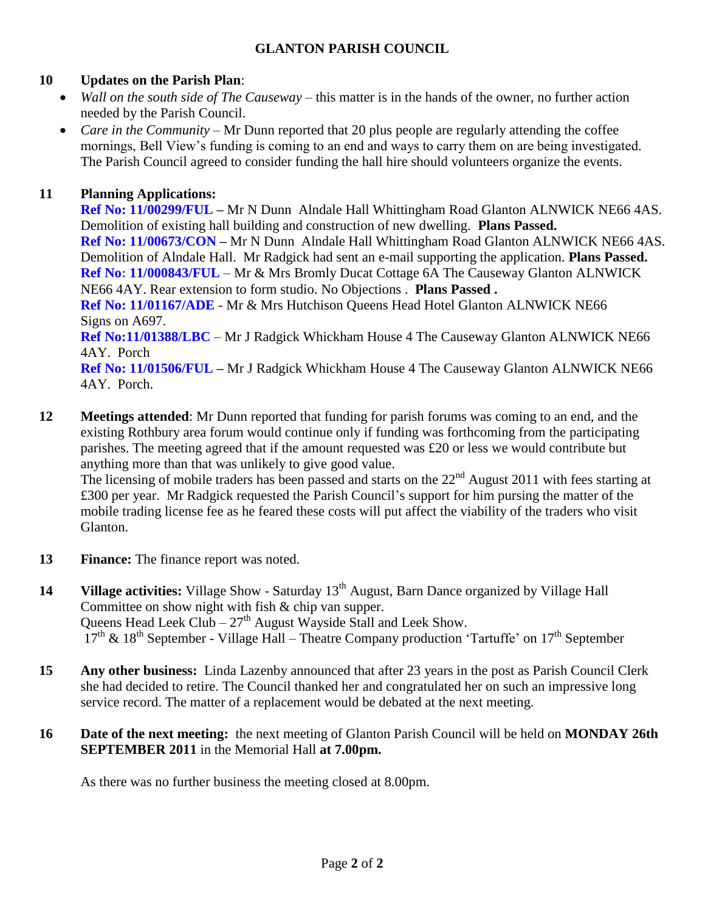**GLANTON PARISH COUNCIL**

**10 Updates on the Parish Plan**:

- *Wall on the south side of The Causeway* – this matter is in the hands of the owner, no further action needed by the Parish Council.
- *Care in the Community* – Mr Dunn reported that 20 plus people are regularly attending the coffee mornings, Bell View's funding is coming to an end and ways to carry them on are being investigated. The Parish Council agreed to consider funding the hall hire should volunteers organize the events.

**11 Planning Applications:**

**Ref No: 11/00299/FUL –** Mr N Dunn Alndale Hall Whittingham Road Glanton ALNWICK NE66 4AS. Demolition of existing hall building and construction of new dwelling. **Plans Passed.**
**Ref No: 11/00673/CON –** Mr N Dunn Alndale Hall Whittingham Road Glanton ALNWICK NE66 4AS. Demolition of Alndale Hall. Mr Radgick had sent an e-mail supporting the application. **Plans Passed.**
**Ref No: 11/000843/FUL** – Mr & Mrs Bromly Ducat Cottage 6A The Causeway Glanton ALNWICK NE66 4AY. Rear extension to form studio. No Objections . **Plans Passed .**
**Ref No: 11/01167/ADE** - Mr & Mrs Hutchison Queens Head Hotel Glanton ALNWICK NE66 Signs on A697.
**Ref No:11/01388/LBC** – Mr J Radgick Whickham House 4 The Causeway Glanton ALNWICK NE66 4AY. Porch
**Ref No: 11/01506/FUL –** Mr J Radgick Whickham House 4 The Causeway Glanton ALNWICK NE66 4AY. Porch.

**12 Meetings attended**: Mr Dunn reported that funding for parish forums was coming to an end, and the existing Rothbury area forum would continue only if funding was forthcoming from the participating parishes. The meeting agreed that if the amount requested was £20 or less we would contribute but anything more than that was unlikely to give good value.
The licensing of mobile traders has been passed and starts on the 22nd August 2011 with fees starting at £300 per year. Mr Radgick requested the Parish Council's support for him pursing the matter of the mobile trading license fee as he feared these costs will put affect the viability of the traders who visit Glanton.

**13 Finance:** The finance report was noted.

**14 Village activities:** Village Show - Saturday 13th August, Barn Dance organized by Village Hall Committee on show night with fish & chip van supper.
Queens Head Leek Club – 27th August Wayside Stall and Leek Show.
17th & 18th September - Village Hall – Theatre Company production 'Tartuffe' on 17th September

**15 Any other business:** Linda Lazenby announced that after 23 years in the post as Parish Council Clerk she had decided to retire. The Council thanked her and congratulated her on such an impressive long service record. The matter of a replacement would be debated at the next meeting.

**16 Date of the next meeting:** the next meeting of Glanton Parish Council will be held on **MONDAY 26th SEPTEMBER 2011** in the Memorial Hall **at 7.00pm.**

As there was no further business the meeting closed at 8.00pm.